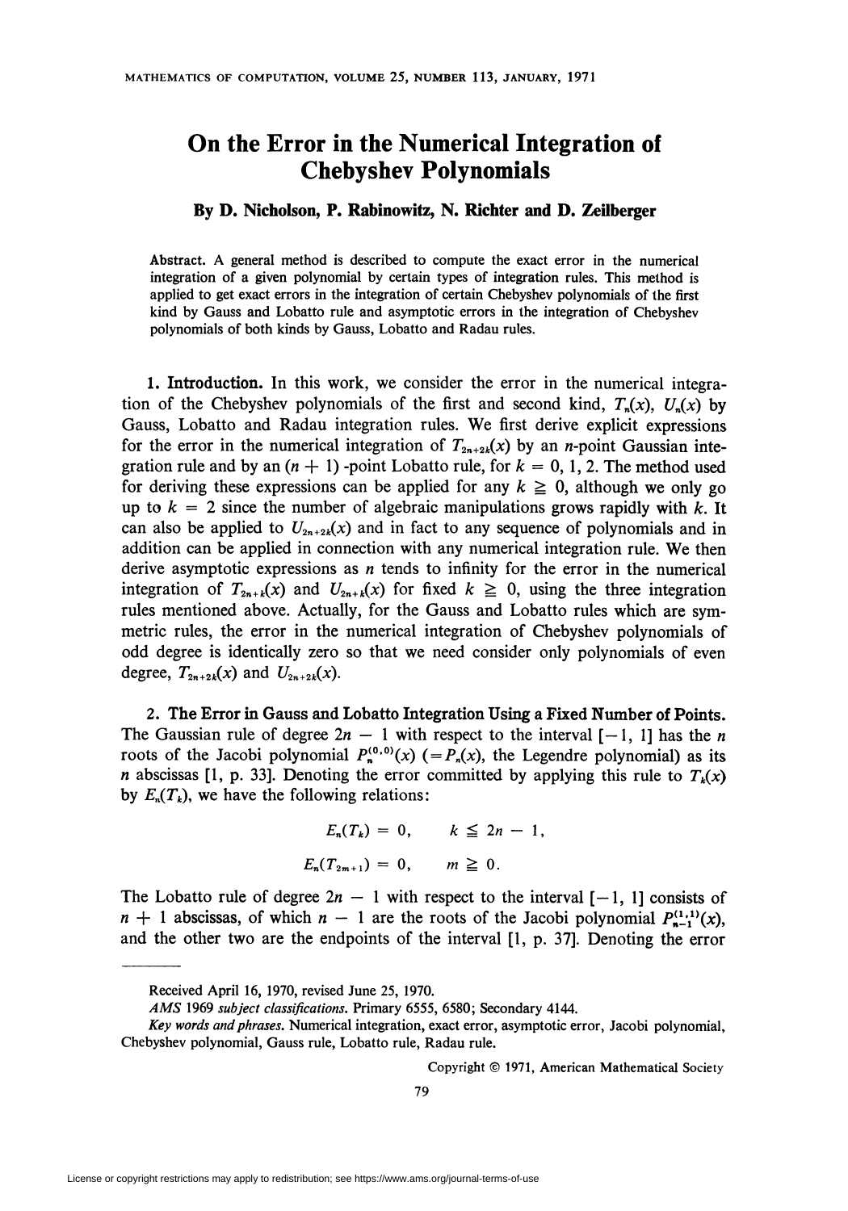# On the Error in the Numerical Integration of Chebyshev Polynomials

**By D. Nicholson, P. Rabinowitz, N. Richter and D. Zeilberger**

**Abstract.** A general method is described to compute the exact error in the numerical integration of a given polynomial by certain types of integration rules. This method is applied to get exact errors in the integration of certain Chebyshev polynomials of the first kind by Gauss and Lobatto rule and asymptotic errors in the integration of Chebyshev polynomials of both kinds by Gauss, Lobatto and Radau rules.

**1. Introduction.** In this work, we consider the error in the numerical integration of the Chebyshev polynomials of the first and second kind, $T_n(x)$, $U_n(x)$ by Gauss, Lobatto and Radau integration rules. We first derive explicit expressions for the error in the numerical integration of $T_{2n+2k}(x)$ by an $n$-point Gaussian integration rule and by an $(n + 1)$-point Lobatto rule, for $k = 0, 1, 2$. The method used for deriving these expressions can be applied for any $k \geqq 0$, although we only go up to $k = 2$ since the number of algebraic manipulations grows rapidly with $k$. It can also be applied to $U_{2n+2k}(x)$ and in fact to any sequence of polynomials and in addition can be applied in connection with any numerical integration rule. We then derive asymptotic expressions as $n$ tends to infinity for the error in the numerical integration of $T_{2n+k}(x)$ and $U_{2n+k}(x)$ for fixed $k \geqq 0$, using the three integration rules mentioned above. Actually, for the Gauss and Lobatto rules which are symmetric rules, the error in the numerical integration of Chebyshev polynomials of odd degree is identically zero so that we need consider only polynomials of even degree, $T_{2n+2k}(x)$ and $U_{2n+2k}(x)$.

**2. The Error in Gauss and Lobatto Integration Using a Fixed Number of Points.** The Gaussian rule of degree $2n - 1$ with respect to the interval $[-1, 1]$ has the $n$ roots of the Jacobi polynomial $P_n^{(0,0)}(x)$ $(= P_n(x)$, the Legendre polynomial) as its $n$ abscissas [1, p. 33]. Denoting the error committed by applying this rule to $T_k(x)$ by $E_n(T_k)$, we have the following relations:

$$E_n(T_k) = 0, \qquad k \leqq 2n - 1,$$

$$E_n(T_{2m+1}) = 0, \qquad m \geqq 0.$$

The Lobatto rule of degree $2n - 1$ with respect to the interval $[-1, 1]$ consists of $n + 1$ abscissas, of which $n - 1$ are the roots of the Jacobi polynomial $P_{n-1}^{(1,1)}(x)$, and the other two are the endpoints of the interval [1, p. 37]. Denoting the error

---

Received April 16, 1970, revised June 25, 1970.

*AMS 1969 subject classifications.* Primary 6555, 6580; Secondary 4144.

*Key words and phrases.* Numerical integration, exact error, asymptotic error, Jacobi polynomial, Chebyshev polynomial, Gauss rule, Lobatto rule, Radau rule.

Copyright © 1971, American Mathematical Society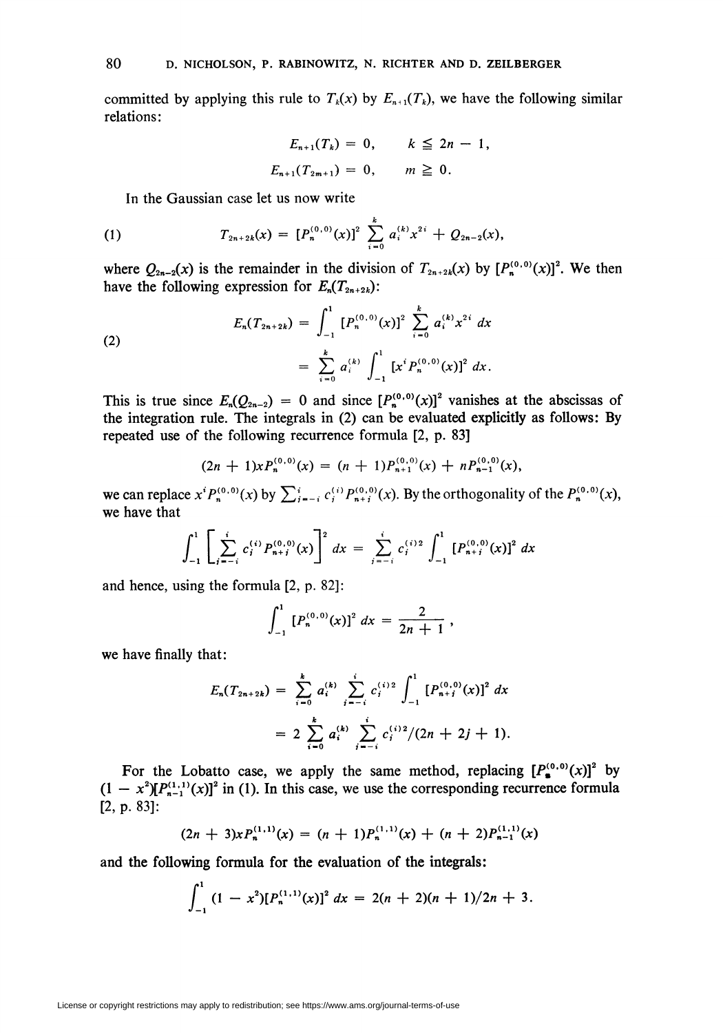committed by applying this rule to $T_k(x)$ by $E_{n+1}(T_k)$, we have the following similar relations:

$$E_{n+1}(T_k) = 0, \qquad k \leqq 2n - 1,$$

$$E_{n+1}(T_{2m+1}) = 0, \qquad m \geqq 0.$$

In the Gaussian case let us now write

$$T_{2n+2k}(x) = [P_n^{(0,0)}(x)]^2 \sum_{i=0}^{k} a_i^{(k)} x^{2i} + Q_{2n-2}(x), \tag{1}$$

where $Q_{2n-2}(x)$ is the remainder in the division of $T_{2n+2k}(x)$ by $[P_n^{(0,0)}(x)]^2$. We then have the following expression for $E_n(T_{2n+2k})$:

$$\begin{aligned} E_n(T_{2n+2k}) &= \int_{-1}^{1} [P_n^{(0,0)}(x)]^2 \sum_{i=0}^{k} a_i^{(k)} x^{2i} \, dx \\ &= \sum_{i=0}^{k} a_i^{(k)} \int_{-1}^{1} [x^i P_n^{(0,0)}(x)]^2 \, dx. \end{aligned} \tag{2}$$

This is true since $E_n(Q_{2n-2}) = 0$ and since $[P_n^{(0,0)}(x)]^2$ vanishes at the abscissas of the integration rule. The integrals in (2) can be evaluated explicitly as follows: By repeated use of the following recurrence formula [2, p. 83]

$$(2n+1)xP_n^{(0,0)}(x) = (n+1)P_{n+1}^{(0,0)}(x) + nP_{n-1}^{(0,0)}(x),$$

we can replace $x^i P_n^{(0,0)}(x)$ by $\sum_{j=-i}^{i} c_j^{(i)} P_{n+j}^{(0,0)}(x)$. By the orthogonality of the $P_n^{(0,0)}(x)$, we have that

$$\int_{-1}^{1} \left[ \sum_{j=-i}^{i} c_j^{(i)} P_{n+j}^{(0,0)}(x) \right]^2 dx = \sum_{j=-i}^{i} c_j^{(i)2} \int_{-1}^{1} [P_{n+j}^{(0,0)}(x)]^2 \, dx$$

and hence, using the formula [2, p. 82]:

$$\int_{-1}^{1} [P_n^{(0,0)}(x)]^2 \, dx = \frac{2}{2n+1},$$

we have finally that:

$$\begin{aligned} E_n(T_{2n+2k}) &= \sum_{i=0}^{k} a_i^{(k)} \sum_{j=-i}^{i} c_j^{(i)2} \int_{-1}^{1} [P_{n+j}^{(0,0)}(x)]^2 \, dx \\ &= 2 \sum_{i=0}^{k} a_i^{(k)} \sum_{j=-i}^{i} c_j^{(i)2}/(2n+2j+1). \end{aligned}$$

For the Lobatto case, we apply the same method, replacing $[P_n^{(0,0)}(x)]^2$ by $(1-x^2)[P_{n-1}^{(1,1)}(x)]^2$ in (1). In this case, we use the corresponding recurrence formula [2, p. 83]:

$$(2n+3)xP_n^{(1,1)}(x) = (n+1)P_n^{(1,1)}(x) + (n+2)P_{n-1}^{(1,1)}(x)$$

and the following formula for the evaluation of the integrals:

$$\int_{-1}^{1} (1-x^2)[P_n^{(1,1)}(x)]^2 \, dx = 2(n+2)(n+1)/2n+3.$$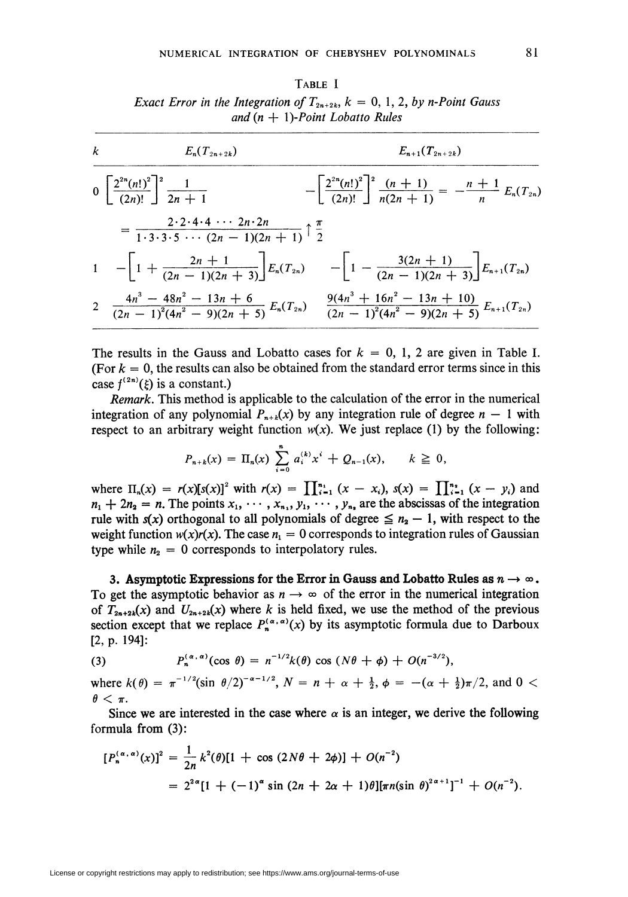TABLE I

*Exact Error in the Integration of $T_{2n+2k}$, $k = 0, 1, 2$, by n-Point Gauss and $(n + 1)$-Point Lobatto Rules*

| $k$ | $E_n(T_{2n+2k})$ | $E_{n+1}(T_{2n+2k})$ |
|---|---|---|
| 0 | $\left[\frac{2^{2n}(n!)^2}{(2n)!}\right]^2 \frac{1}{2n+1}$ $= \frac{2 \cdot 2 \cdot 4 \cdot 4 \cdots 2n \cdot 2n}{1 \cdot 3 \cdot 3 \cdot 5 \cdots (2n-1)(2n+1)} \uparrow \frac{\pi}{2}$ | $-\left[\frac{2^{2n}(n!)^2}{(2n)!}\right]^2 \frac{(n+1)}{n(2n+1)} = -\frac{n+1}{n} E_n(T_{2n})$ |
| 1 | $-\left[1 + \frac{2n+1}{(2n-1)(2n+3)}\right] E_n(T_{2n})$ | $-\left[1 - \frac{3(2n+1)}{(2n-1)(2n+3)}\right] E_{n+1}(T_{2n})$ |
| 2 | $\frac{4n^3 - 48n^2 - 13n + 6}{(2n-1)^2(4n^2-9)(2n+5)} E_n(T_{2n})$ | $\frac{9(4n^3 + 16n^2 - 13n + 10)}{(2n-1)^2(4n^2-9)(2n+5)} E_{n+1}(T_{2n})$ |

The results in the Gauss and Lobatto cases for $k = 0, 1, 2$ are given in Table I. (For $k = 0$, the results can also be obtained from the standard error terms since in this case $f^{(2n)}(\xi)$ is a constant.)

*Remark.* This method is applicable to the calculation of the error in the numerical integration of any polynomial $P_{n+k}(x)$ by any integration rule of degree $n - 1$ with respect to an arbitrary weight function $w(x)$. We just replace (1) by the following:

$$P_{n+k}(x) = \Pi_n(x) \sum_{i=0}^{n} a_i^{(k)} x^i + Q_{n-1}(x), \qquad k \geqq 0,$$

where $\Pi_n(x) = r(x)[s(x)]^2$ with $r(x) = \prod_{i=1}^{n_1} (x - x_i)$, $s(x) = \prod_{i=1}^{n_2} (x - y_i)$ and $n_1 + 2n_2 = n$. The points $x_1, \cdots, x_{n_1}, y_1, \cdots, y_{n_2}$ are the abscissas of the integration rule with $s(x)$ orthogonal to all polynomials of degree $\leqq n_2 - 1$, with respect to the weight function $w(x)r(x)$. The case $n_1 = 0$ corresponds to integration rules of Gaussian type while $n_2 = 0$ corresponds to interpolatory rules.

**3. Asymptotic Expressions for the Error in Gauss and Lobatto Rules as $n \to \infty$.** To get the asymptotic behavior as $n \to \infty$ of the error in the numerical integration of $T_{2n+2k}(x)$ and $U_{2n+2k}(x)$ where $k$ is held fixed, we use the method of the previous section except that we replace $P_n^{(\alpha,\alpha)}(x)$ by its asymptotic formula due to Darboux [2, p. 194]:

$$P_n^{(\alpha,\alpha)}(\cos\theta) = n^{-1/2} k(\theta) \cos(N\theta + \phi) + O(n^{-3/2}), \tag{3}$$

where $k(\theta) = \pi^{-1/2}(\sin\theta/2)^{-\alpha-1/2}$, $N = n + \alpha + \frac{1}{2}$, $\phi = -(\alpha + \frac{1}{2})\pi/2$, and $0 < \theta < \pi$.

Since we are interested in the case where $\alpha$ is an integer, we derive the following formula from (3):

$$\begin{aligned}
[P_n^{(\alpha,\alpha)}(x)]^2 &= \frac{1}{2n} k^2(\theta)[1 + \cos(2N\theta + 2\phi)] + O(n^{-2}) \\
&= 2^{2\alpha}[1 + (-1)^\alpha \sin(2n + 2\alpha + 1)\theta][\pi n(\sin\theta)^{2\alpha+1}]^{-1} + O(n^{-2}).
\end{aligned}$$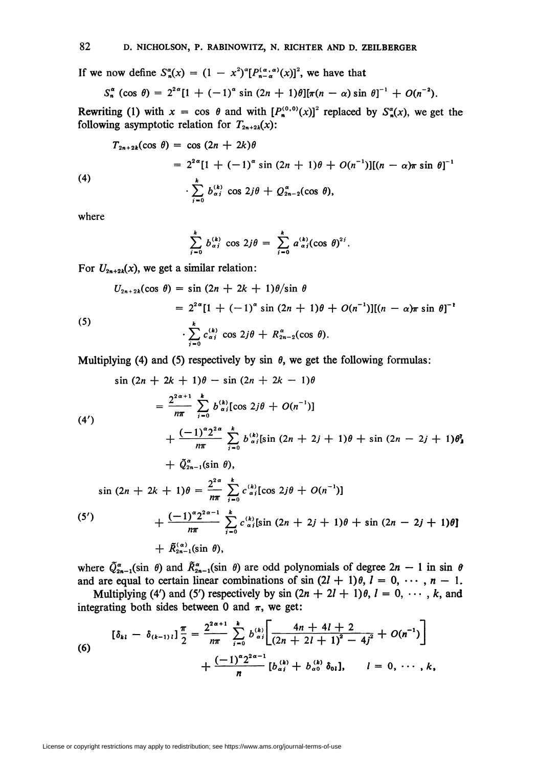If we now define $S_n^\alpha(x) = (1 - x^2)^\alpha [P_{n-\alpha}^{(\alpha,\alpha)}(x)]^2$, we have that

$$S_n^\alpha(\cos\theta) = 2^{2\alpha}[1 + (-1)^\alpha \sin(2n+1)\theta][\pi(n-\alpha)\sin\theta]^{-1} + O(n^{-2}).$$

Rewriting (1) with $x = \cos\theta$ and with $[P_n^{(0,0)}(x)]^2$ replaced by $S_n^\alpha(x)$, we get the following asymptotic relation for $T_{2n+2k}(x)$:

$$\begin{aligned} T_{2n+2k}(\cos\theta) &= \cos(2n+2k)\theta \\ &= 2^{2\alpha}[1 + (-1)^\alpha \sin(2n+1)\theta + O(n^{-1})][(n-\alpha)\pi\sin\theta]^{-1} \\ &\quad \cdot \sum_{j=0}^{k} b_{\alpha j}^{(k)} \cos 2j\theta + Q_{2n-2}^\alpha(\cos\theta), \end{aligned} \tag{4}$$

where

$$\sum_{j=0}^{k} b_{\alpha j}^{(k)} \cos 2j\theta = \sum_{j=0}^{k} a_{\alpha j}^{(k)} (\cos\theta)^{2j}.$$

For $U_{2n+2k}(x)$, we get a similar relation:

$$\begin{aligned} U_{2n+2k}(\cos\theta) &= \sin(2n+2k+1)\theta/\sin\theta \\ &= 2^{2\alpha}[1 + (-1)^\alpha \sin(2n+1)\theta + O(n^{-1})][(n-\alpha)\pi\sin\theta]^{-1} \\ &\quad \cdot \sum_{j=0}^{k} c_{\alpha j}^{(k)} \cos 2j\theta + R_{2n-2}^\alpha(\cos\theta). \end{aligned} \tag{5}$$

Multiplying (4) and (5) respectively by $\sin\theta$, we get the following formulas:

$$\begin{aligned} \sin(2n+2k+1)\theta - \sin(2n+2k-1)\theta &= \frac{2^{2\alpha+1}}{n\pi} \sum_{j=0}^{k} b_{\alpha j}^{(k)} [\cos 2j\theta + O(n^{-1})] \\ &\quad + \frac{(-1)^\alpha 2^{2\alpha}}{n\pi} \sum_{j=0}^{k} b_{\alpha j}^{(k)} [\sin(2n+2j+1)\theta + \sin(2n-2j+1)\theta] \\ &\quad + \tilde{Q}_{2n-1}^\alpha(\sin\theta), \end{aligned} \tag{4'}$$

$$\begin{aligned} \sin(2n+2k+1)\theta &= \frac{2^{2\alpha}}{n\pi} \sum_{j=0}^{k} c_{\alpha j}^{(k)} [\cos 2j\theta + O(n^{-1})] \\ &\quad + \frac{(-1)^\alpha 2^{2\alpha-1}}{n\pi} \sum_{j=0}^{k} c_{\alpha j}^{(k)} [\sin(2n+2j+1)\theta + \sin(2n-2j+1)\theta] \\ &\quad + \tilde{R}_{2n-1}^{(\alpha)}(\sin\theta), \end{aligned} \tag{5'}$$

where $\tilde{Q}_{2n-1}^\alpha(\sin\theta)$ and $\tilde{R}_{2n-1}^\alpha(\sin\theta)$ are odd polynomials of degree $2n-1$ in $\sin\theta$ and are equal to certain linear combinations of $\sin(2l+1)\theta$, $l = 0, \cdots, n-1$.

Multiplying (4′) and (5′) respectively by $\sin(2n+2l+1)\theta$, $l = 0, \cdots, k$, and integrating both sides between 0 and $\pi$, we get:

$$\begin{aligned} [\delta_{kl} - \delta_{(k-1)l}]\frac{\pi}{2} &= \frac{2^{2\alpha+1}}{n\pi} \sum_{j=0}^{k} b_{\alpha i}^{(k)} \left[ \frac{4n+4l+2}{(2n+2l+1)^2 - 4j^2} + O(n^{-1}) \right] \\ &\quad + \frac{(-1)^\alpha 2^{2\alpha-1}}{n} [b_{\alpha l}^{(k)} + b_{\alpha 0}^{(k)} \delta_{0l}], \qquad l = 0, \cdots, k, \end{aligned} \tag{6}$$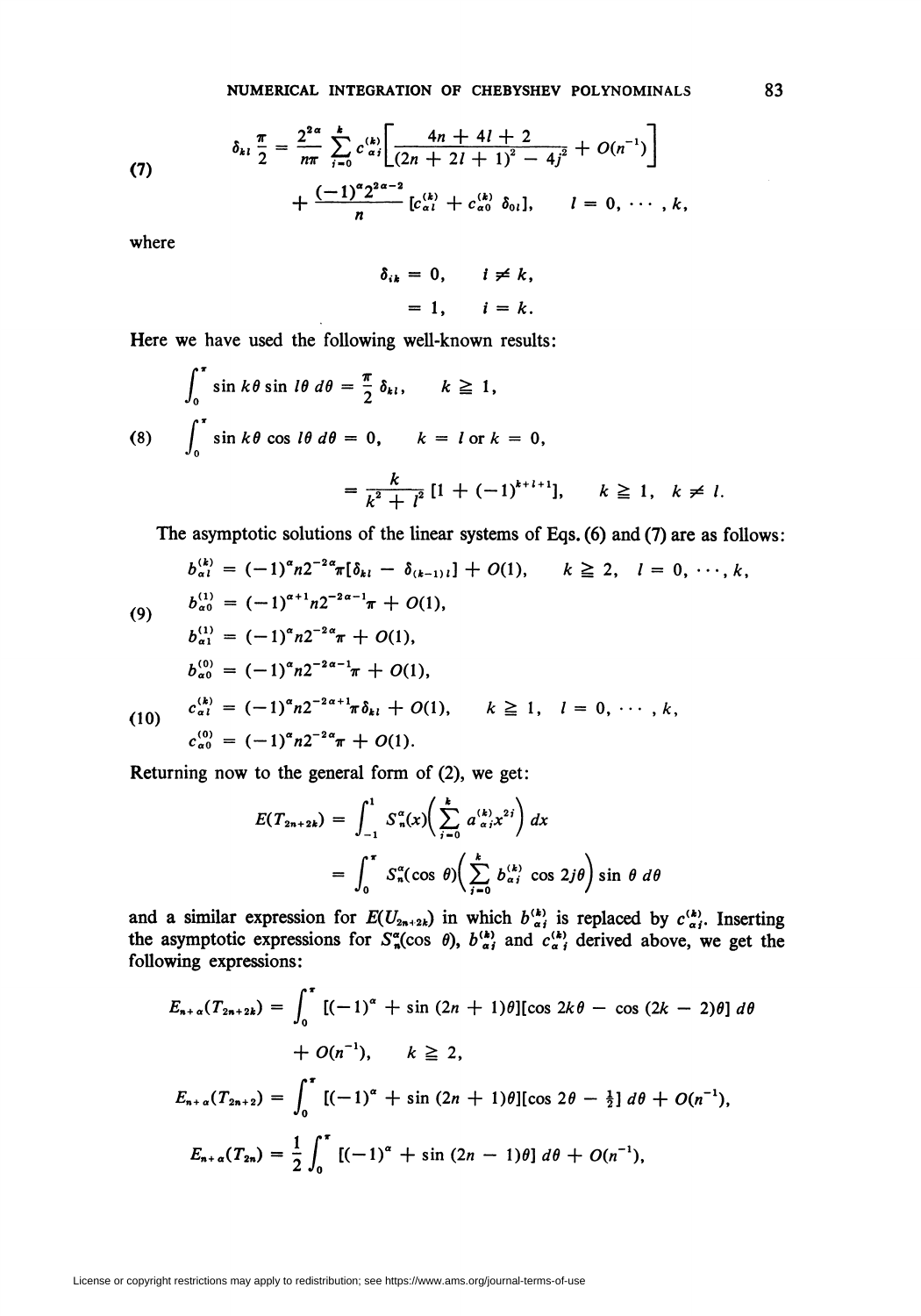$$\delta_{kl}\frac{\pi}{2} = \frac{2^{2\alpha}}{n\pi}\sum_{j=0}^{k} c_{\alpha j}^{(k)}\left[\frac{4n+4l+2}{(2n+2l+1)^2 - 4j^2} + O(n^{-1})\right] + \frac{(-1)^\alpha 2^{2\alpha-2}}{n}[c_{\alpha l}^{(k)} + c_{\alpha 0}^{(k)}\,\delta_{0l}], \qquad l = 0, \cdots, k, \tag{7}$$

where

$$\delta_{ik} = 0, \qquad i \neq k,$$
$$= 1, \qquad i = k.$$

Here we have used the following well-known results:

$$\int_0^\pi \sin k\theta \sin l\theta \, d\theta = \frac{\pi}{2}\delta_{kl}, \qquad k \geqq 1,$$

$$\int_0^\pi \sin k\theta \cos l\theta \, d\theta = 0, \qquad k = l \text{ or } k = 0, \tag{8}$$

$$= \frac{k}{k^2 + l^2}[1 + (-1)^{k+l+1}], \qquad k \geqq 1, \quad k \neq l.$$

The asymptotic solutions of the linear systems of Eqs. (6) and (7) are as follows:

$$b_{\alpha l}^{(k)} = (-1)^\alpha n 2^{-2\alpha}\pi[\delta_{kl} - \delta_{(k-1)l}] + O(1), \qquad k \geqq 2, \quad l = 0, \cdots, k,$$

$$b_{\alpha 0}^{(1)} = (-1)^{\alpha+1} n 2^{-2\alpha-1}\pi + O(1), \tag{9}$$

$$b_{\alpha 1}^{(1)} = (-1)^\alpha n 2^{-2\alpha}\pi + O(1),$$

$$b_{\alpha 0}^{(0)} = (-1)^\alpha n 2^{-2\alpha-1}\pi + O(1),$$

$$c_{\alpha l}^{(k)} = (-1)^\alpha n 2^{-2\alpha+1}\pi\delta_{kl} + O(1), \qquad k \geqq 1, \quad l = 0, \cdots, k, \tag{10}$$

$$c_{\alpha 0}^{(0)} = (-1)^\alpha n 2^{-2\alpha}\pi + O(1).$$

Returning now to the general form of (2), we get:

$$E(T_{2n+2k}) = \int_{-1}^{1} S_n^\alpha(x)\left(\sum_{i=0}^{k} a_{\alpha i}^{(k)} x^{2i}\right) dx$$

$$= \int_0^\pi S_n^\alpha(\cos\theta)\left(\sum_{j=0}^{k} b_{\alpha j}^{(k)} \cos 2j\theta\right)\sin\theta \, d\theta$$

and a similar expression for $E(U_{2n+2k})$ in which $b_{\alpha j}^{(k)}$ is replaced by $c_{\alpha j}^{(k)}$. Inserting the asymptotic expressions for $S_n^\alpha(\cos\theta)$, $b_{\alpha j}^{(k)}$ and $c_{\alpha j}^{(k)}$ derived above, we get the following expressions:

$$E_{n+\alpha}(T_{2n+2k}) = \int_0^\pi [(-1)^\alpha + \sin(2n+1)\theta][\cos 2k\theta - \cos(2k-2)\theta]\, d\theta + O(n^{-1}), \qquad k \geqq 2,$$

$$E_{n+\alpha}(T_{2n+2}) = \int_0^\pi [(-1)^\alpha + \sin(2n+1)\theta][\cos 2\theta - \tfrac{1}{2}]\, d\theta + O(n^{-1}),$$

$$E_{n+\alpha}(T_{2n}) = \frac{1}{2}\int_0^\pi [(-1)^\alpha + \sin(2n-1)\theta]\, d\theta + O(n^{-1}),$$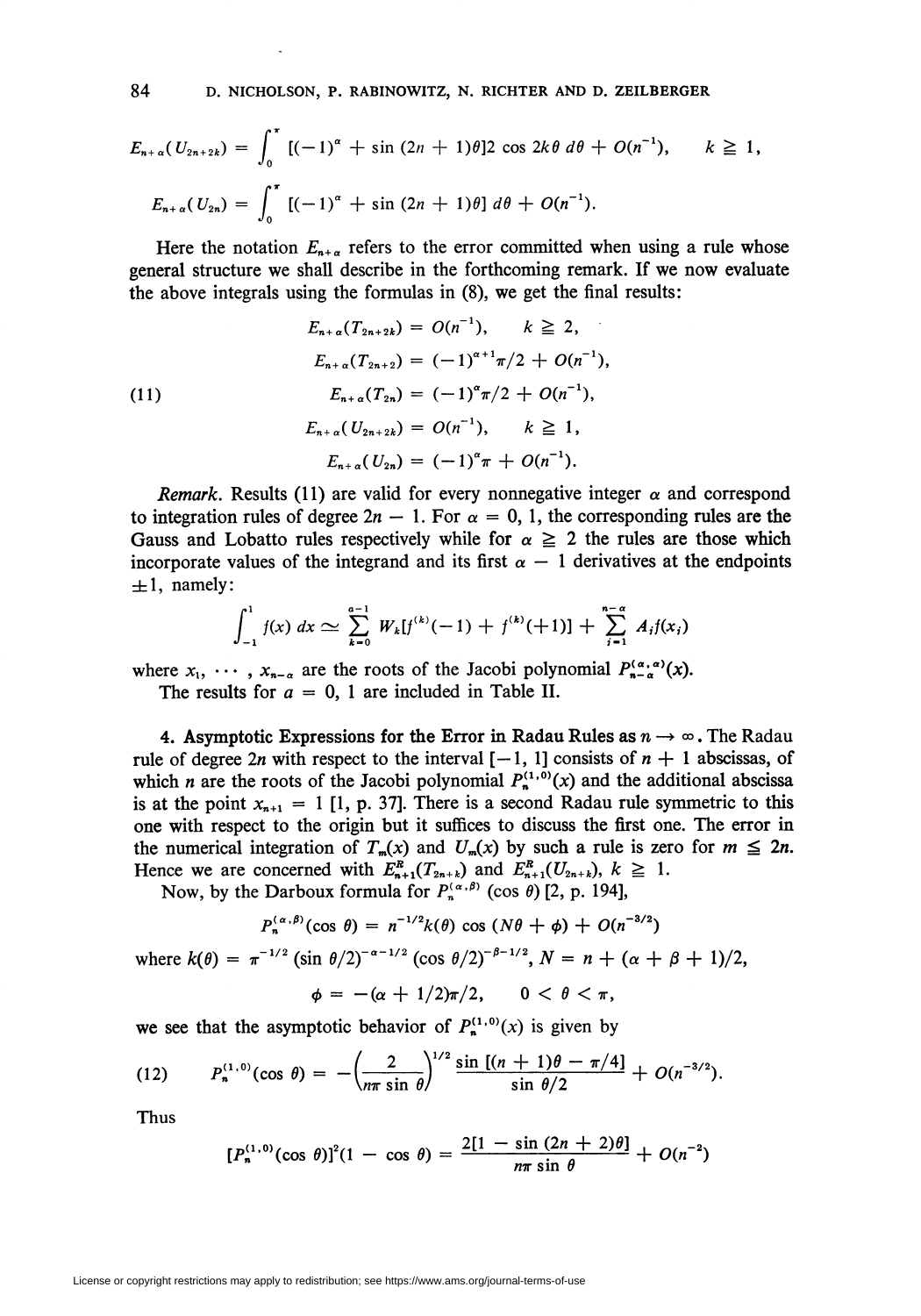$$E_{n+\alpha}(U_{2n+2k}) = \int_0^\pi [(-1)^\alpha + \sin(2n+1)\theta] 2\cos 2k\theta \, d\theta + O(n^{-1}), \qquad k \geqq 1,$$

$$E_{n+\alpha}(U_{2n}) = \int_0^\pi [(-1)^\alpha + \sin(2n+1)\theta] \, d\theta + O(n^{-1}).$$

Here the notation $E_{n+\alpha}$ refers to the error committed when using a rule whose general structure we shall describe in the forthcoming remark. If we now evaluate the above integrals using the formulas in (8), we get the final results:

$$
\begin{aligned}
E_{n+\alpha}(T_{2n+2k}) &= O(n^{-1}), \qquad k \geqq 2, \\
E_{n+\alpha}(T_{2n+2}) &= (-1)^{\alpha+1}\pi/2 + O(n^{-1}), \\
E_{n+\alpha}(T_{2n}) &= (-1)^{\alpha}\pi/2 + O(n^{-1}), \qquad\qquad (11) \\
E_{n+\alpha}(U_{2n+2k}) &= O(n^{-1}), \qquad k \geqq 1, \\
E_{n+\alpha}(U_{2n}) &= (-1)^{\alpha}\pi + O(n^{-1}).
\end{aligned}
$$

*Remark.* Results (11) are valid for every nonnegative integer $\alpha$ and correspond to integration rules of degree $2n - 1$. For $\alpha = 0, 1$, the corresponding rules are the Gauss and Lobatto rules respectively while for $\alpha \geqq 2$ the rules are those which incorporate values of the integrand and its first $\alpha - 1$ derivatives at the endpoints $\pm 1$, namely:

$$\int_{-1}^{1} f(x)\, dx \simeq \sum_{k=0}^{a-1} W_k[f^{(k)}(-1) + f^{(k)}(+1)] + \sum_{i=1}^{n-\alpha} A_i f(x_i)$$

where $x_1, \cdots, x_{n-\alpha}$ are the roots of the Jacobi polynomial $P_{n-\alpha}^{(\alpha,\alpha)}(x)$.

The results for $a = 0, 1$ are included in Table II.

**4. Asymptotic Expressions for the Error in Radau Rules as $n \to \infty$.** The Radau rule of degree $2n$ with respect to the interval $[-1, 1]$ consists of $n + 1$ abscissas, of which $n$ are the roots of the Jacobi polynomial $P_n^{(1,0)}(x)$ and the additional abscissa is at the point $x_{n+1} = 1$ [1, p. 37]. There is a second Radau rule symmetric to this one with respect to the origin but it suffices to discuss the first one. The error in the numerical integration of $T_m(x)$ and $U_m(x)$ by such a rule is zero for $m \leqq 2n$. Hence we are concerned with $E_{n+1}^R(T_{2n+k})$ and $E_{n+1}^R(U_{2n+k})$, $k \geqq 1$.

Now, by the Darboux formula for $P_n^{(\alpha,\beta)}(\cos\theta)$ [2, p. 194],

$$P_n^{(\alpha,\beta)}(\cos\theta) = n^{-1/2}k(\theta)\cos(N\theta + \phi) + O(n^{-3/2})$$

where $k(\theta) = \pi^{-1/2}(\sin\theta/2)^{-\alpha-1/2}(\cos\theta/2)^{-\beta-1/2}$, $N = n + (\alpha + \beta + 1)/2$,

$$\phi = -(\alpha + 1/2)\pi/2, \qquad 0 < \theta < \pi,$$

we see that the asymptotic behavior of $P_n^{(1,0)}(x)$ is given by

$$P_n^{(1,0)}(\cos\theta) = -\left(\frac{2}{n\pi\sin\theta}\right)^{1/2} \frac{\sin[(n+1)\theta - \pi/4]}{\sin\theta/2} + O(n^{-3/2}). \qquad (12)$$

Thus

$$[P_n^{(1,0)}(\cos\theta)]^2(1 - \cos\theta) = \frac{2[1 - \sin(2n+2)\theta]}{n\pi\sin\theta} + O(n^{-2})$$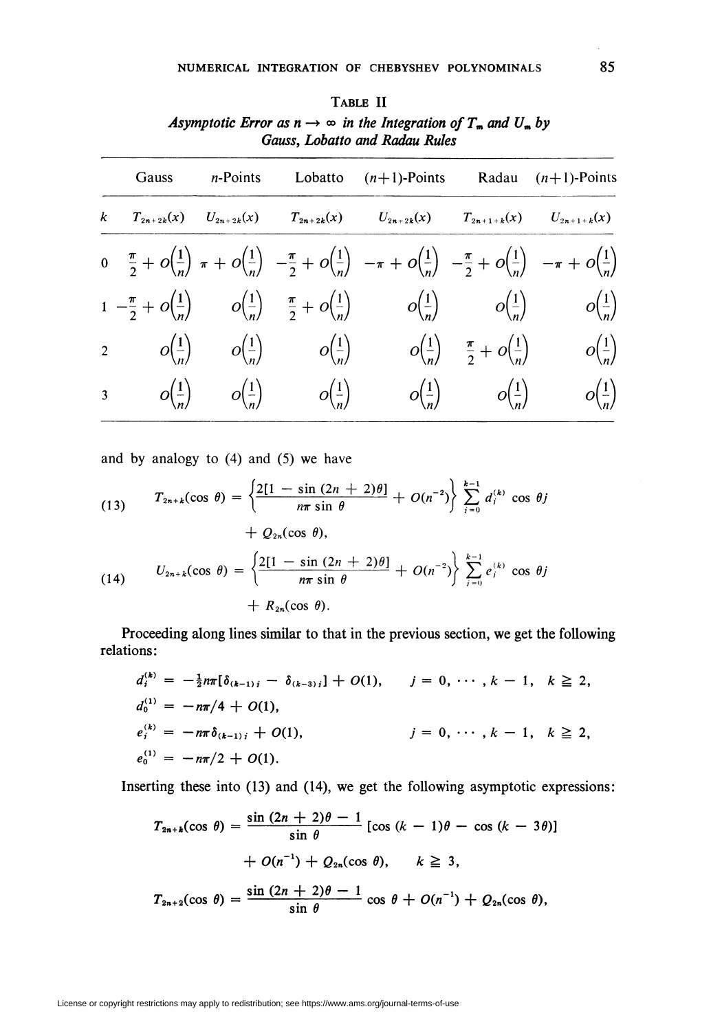**TABLE II**

*Asymptotic Error as $n \to \infty$ in the Integration of $T_m$ and $U_m$ by Gauss, Lobatto and Radau Rules*

| | Gauss | $n$-Points | Lobatto | $(n+1)$-Points | Radau | $(n+1)$-Points |
|---|---|---|---|---|---|---|
| $k$ | $T_{2n+2k}(x)$ | $U_{2n+2k}(x)$ | $T_{2n+2k}(x)$ | $U_{2n+2k}(x)$ | $T_{2n+1+k}(x)$ | $U_{2n+1+k}(x)$ |
| 0 | $\frac{\pi}{2} + O\left(\frac{1}{n}\right)$ | $\pi + O\left(\frac{1}{n}\right)$ | $-\frac{\pi}{2} + O\left(\frac{1}{n}\right)$ | $-\pi + O\left(\frac{1}{n}\right)$ | $-\frac{\pi}{2} + O\left(\frac{1}{n}\right)$ | $-\pi + O\left(\frac{1}{n}\right)$ |
| 1 | $-\frac{\pi}{2} + O\left(\frac{1}{n}\right)$ | $O\left(\frac{1}{n}\right)$ | $\frac{\pi}{2} + O\left(\frac{1}{n}\right)$ | $O\left(\frac{1}{n}\right)$ | $O\left(\frac{1}{n}\right)$ | $O\left(\frac{1}{n}\right)$ |
| 2 | $O\left(\frac{1}{n}\right)$ | $O\left(\frac{1}{n}\right)$ | $O\left(\frac{1}{n}\right)$ | $O\left(\frac{1}{n}\right)$ | $\frac{\pi}{2} + O\left(\frac{1}{n}\right)$ | $O\left(\frac{1}{n}\right)$ |
| 3 | $O\left(\frac{1}{n}\right)$ | $O\left(\frac{1}{n}\right)$ | $O\left(\frac{1}{n}\right)$ | $O\left(\frac{1}{n}\right)$ | $O\left(\frac{1}{n}\right)$ | $O\left(\frac{1}{n}\right)$ |

and by analogy to (4) and (5) we have

$$T_{2n+k}(\cos\theta) = \left\{\frac{2[1-\sin(2n+2)\theta]}{n\pi\sin\theta} + O(n^{-2})\right\}\sum_{j=0}^{k-1} d_j^{(k)}\cos\theta j + Q_{2n}(\cos\theta), \tag{13}$$

$$U_{2n+k}(\cos\theta) = \left\{\frac{2[1-\sin(2n+2)\theta]}{n\pi\sin\theta} + O(n^{-2})\right\}\sum_{j=0}^{k-1} e_j^{(k)}\cos\theta j + R_{2n}(\cos\theta). \tag{14}$$

Proceeding along lines similar to that in the previous section, we get the following relations:

$$d_j^{(k)} = -\tfrac{1}{2}n\pi[\delta_{(k-1)j} - \delta_{(k-3)j}] + O(1), \qquad j = 0, \cdots, k-1, \quad k \geqq 2,$$

$$d_0^{(1)} = -n\pi/4 + O(1),$$

$$e_j^{(k)} = -n\pi\delta_{(k-1)j} + O(1), \qquad j = 0, \cdots, k-1, \quad k \geqq 2,$$

$$e_0^{(1)} = -n\pi/2 + O(1).$$

Inserting these into (13) and (14), we get the following asymptotic expressions:

$$T_{2n+k}(\cos\theta) = \frac{\sin(2n+2)\theta - 1}{\sin\theta}[\cos(k-1)\theta - \cos(k-3\theta)] + O(n^{-1}) + Q_{2n}(\cos\theta), \qquad k \geqq 3,$$

$$T_{2n+2}(\cos\theta) = \frac{\sin(2n+2)\theta - 1}{\sin\theta}\cos\theta + O(n^{-1}) + Q_{2n}(\cos\theta),$$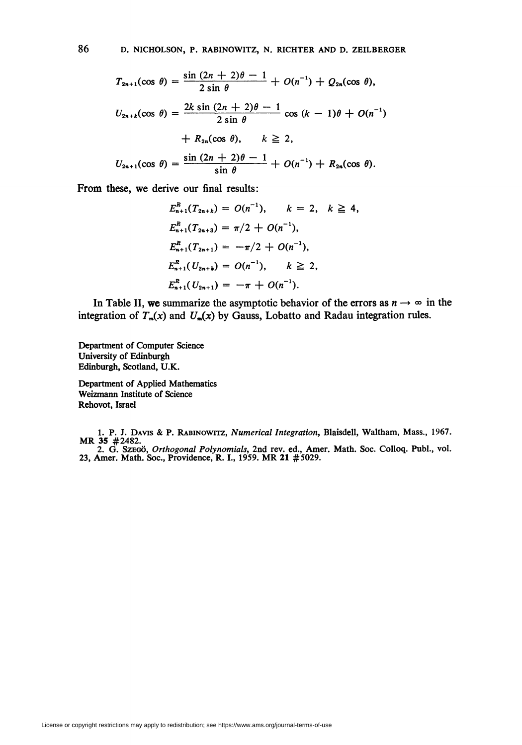$$T_{2n+1}(\cos\theta) = \frac{\sin(2n+2)\theta - 1}{2\sin\theta} + O(n^{-1}) + Q_{2n}(\cos\theta),$$

$$U_{2n+k}(\cos\theta) = \frac{2k\sin(2n+2)\theta - 1}{2\sin\theta}\cos(k-1)\theta + O(n^{-1})$$

$$+ R_{2n}(\cos\theta), \qquad k \geqq 2,$$

$$U_{2n+1}(\cos\theta) = \frac{\sin(2n+2)\theta - 1}{\sin\theta} + O(n^{-1}) + R_{2n}(\cos\theta).$$

From these, we derive our final results:

$$E^R_{n+1}(T_{2n+k}) = O(n^{-1}), \qquad k = 2, \quad k \geqq 4,$$

$$E^R_{n+1}(T_{2n+3}) = \pi/2 + O(n^{-1}),$$

$$E^R_{n+1}(T_{2n+1}) = -\pi/2 + O(n^{-1}),$$

$$E^R_{n+1}(U_{2n+k}) = O(n^{-1}), \qquad k \geqq 2,$$

$$E^R_{n+1}(U_{2n+1}) = -\pi + O(n^{-1}).$$

In Table II, we summarize the asymptotic behavior of the errors as $n \to \infty$ in the integration of $T_m(x)$ and $U_m(x)$ by Gauss, Lobatto and Radau integration rules.

Department of Computer Science
University of Edinburgh
Edinburgh, Scotland, U.K.

Department of Applied Mathematics
Weizmann Institute of Science
Rehovot, Israel

1. P. J. Davis & P. Rabinowitz, *Numerical Integration*, Blaisdell, Waltham, Mass., 1967. MR **35** #2482.
2. G. Szegö, *Orthogonal Polynomials*, 2nd rev. ed., Amer. Math. Soc. Colloq. Publ., vol. 23, Amer. Math. Soc., Providence, R. I., 1959. MR **21** #5029.